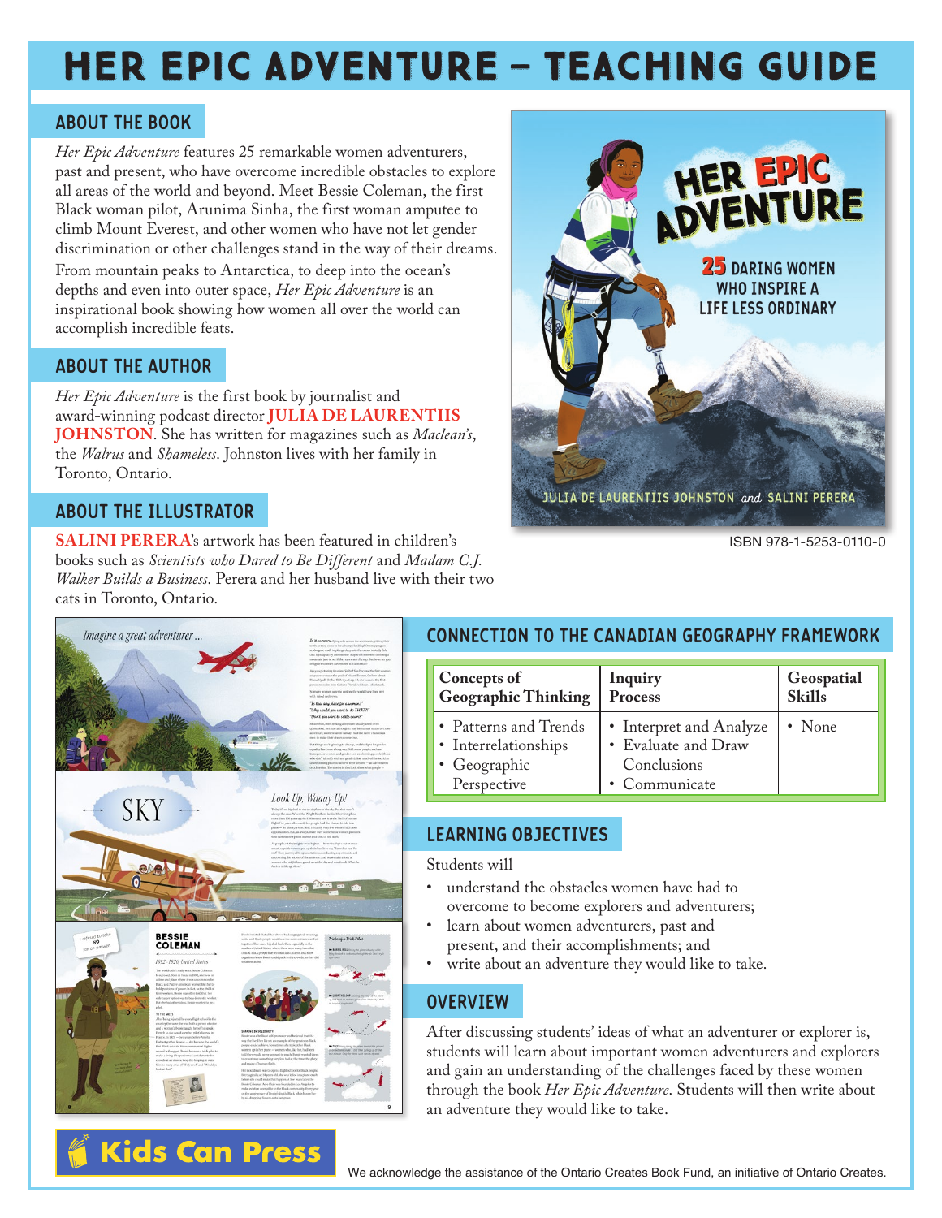# HER EPIC ADVENTURE – TEACHING GUIDE

## ABOUT THE BOOK

*Her Epic Adventure* features 25 remarkable women adventurers, past and present, who have overcome incredible obstacles to explore all areas of the world and beyond. Meet Bessie Coleman, the first Black woman pilot, Arunima Sinha, the first woman amputee to climb Mount Everest, and other women who have not let gender discrimination or other challenges stand in the way of their dreams. From mountain peaks to Antarctica, to deep into the ocean's depths and even into outer space, *Her Epic Adventure* is an inspirational book showing how women all over the world can accomplish incredible feats.

## ABOUT THE AUTHOR

*Her Epic Adventure* is the first book by journalist and award-winning podcast director **JULIA DE LAURENTIIS JOHNSTON**. She has written for magazines such as *Maclean's*, the *Walrus* and *Shameless*. Johnston lives with her family in Toronto, Ontario.

## ABOUT THE ILLUSTRATOR

**SALINI PERERA**'s artwork has been featured in children's books such as *Scientists who Dared to Be Different* and *Madam C.J. Walker Builds a Business*. Perera and her husband live with their two cats in Toronto, Ontario.

ISBN 978-1-5253-0110-0

## CONNECTION TO THE CANADIAN GEOGRAPHY FRAMEWORK

| Concepts of Geographic Thinking | Inquiry Process | Geospatial Skills |
|---|---|---|
| • Patterns and Trends<br>• Interrelationships<br>• Geographic Perspective | • Interpret and Analyze<br>• Evaluate and Draw Conclusions<br>• Communicate | • None |

## LEARNING OBJECTIVES

Students will

- understand the obstacles women have had to overcome to become explorers and adventurers;
- learn about women adventurers, past and present, and their accomplishments; and
- write about an adventure they would like to take.

## OVERVIEW

After discussing students' ideas of what an adventurer or explorer is, students will learn about important women adventurers and explorers and gain an understanding of the challenges faced by these women through the book *Her Epic Adventure*. Students will then write about an adventure they would like to take.

Kids Can Press

We acknowledge the assistance of the Ontario Creates Book Fund, an initiative of Ontario Creates.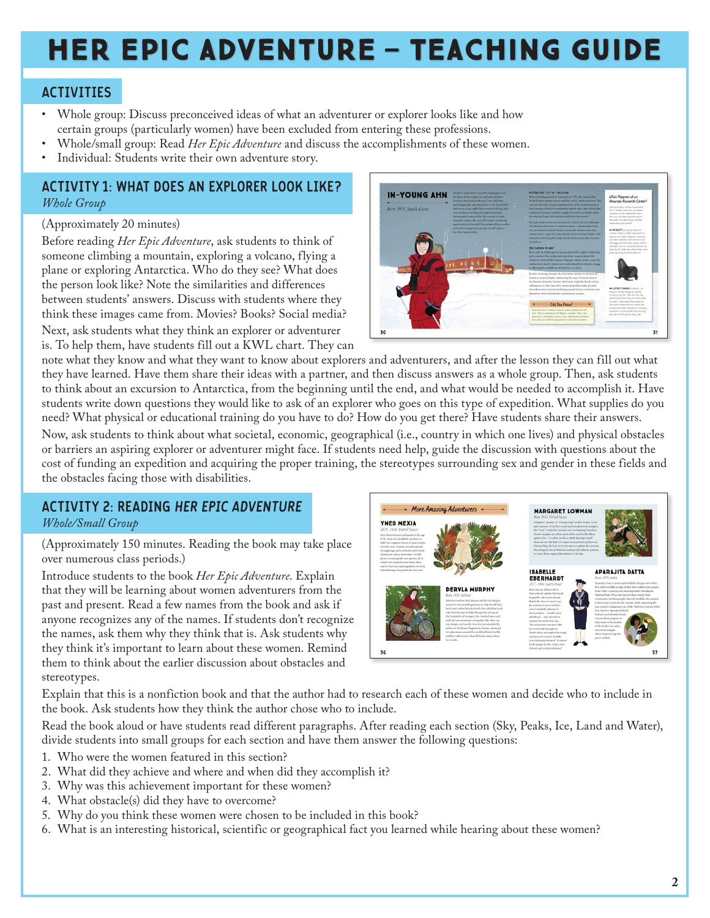# HER EPIC ADVENTURE – TEACHING GUIDE

## ACTIVITIES

- Whole group: Discuss preconceived ideas of what an adventurer or explorer looks like and how certain groups (particularly women) have been excluded from entering these professions.
- Whole/small group: Read *Her Epic Adventure* and discuss the accomplishments of these women.
- Individual: Students write their own adventure story.

## ACTIVITY 1: WHAT DOES AN EXPLORER LOOK LIKE?

*Whole Group*

(Approximately 20 minutes)

Before reading *Her Epic Adventure*, ask students to think of someone climbing a mountain, exploring a volcano, flying a plane or exploring Antarctica. Who do they see? What does the person look like? Note the similarities and differences between students' answers. Discuss with students where they think these images came from. Movies? Books? Social media?

Next, ask students what they think an explorer or adventurer is. To help them, have students fill out a KWL chart. They can note what they know and what they want to know about explorers and adventurers, and after the lesson they can fill out what they have learned. Have them share their ideas with a partner, and then discuss answers as a whole group. Then, ask students to think about an excursion to Antarctica, from the beginning until the end, and what would be needed to accomplish it. Have students write down questions they would like to ask of an explorer who goes on this type of expedition. What supplies do you need? What physical or educational training do you have to do? How do you get there? Have students share their answers.

Now, ask students to think about what societal, economic, geographical (i.e., country in which one lives) and physical obstacles or barriers an aspiring explorer or adventurer might face. If students need help, guide the discussion with questions about the cost of funding an expedition and acquiring the proper training, the stereotypes surrounding sex and gender in these fields and the obstacles facing those with disabilities.

## ACTIVITY 2: READING *HER EPIC ADVENTURE*

*Whole/Small Group*

(Approximately 150 minutes. Reading the book may take place over numerous class periods.)

Introduce students to the book *Her Epic Adventure*. Explain that they will be learning about women adventurers from the past and present. Read a few names from the book and ask if anyone recognizes any of the names. If students don't recognize the names, ask them why they think that is. Ask students why they think it's important to learn about these women. Remind them to think about the earlier discussion about obstacles and stereotypes.

Explain that this is a nonfiction book and that the author had to research each of these women and decide who to include in the book. Ask students how they think the author chose who to include.

Read the book aloud or have students read different paragraphs. After reading each section (Sky, Peaks, Ice, Land and Water), divide students into small groups for each section and have them answer the following questions:

1. Who were the women featured in this section?
2. What did they achieve and where and when did they accomplish it?
3. Why was this achievement important for these women?
4. What obstacle(s) did they have to overcome?
5. Why do you think these women were chosen to be included in this book?
6. What is an interesting historical, scientific or geographical fact you learned while hearing about these women?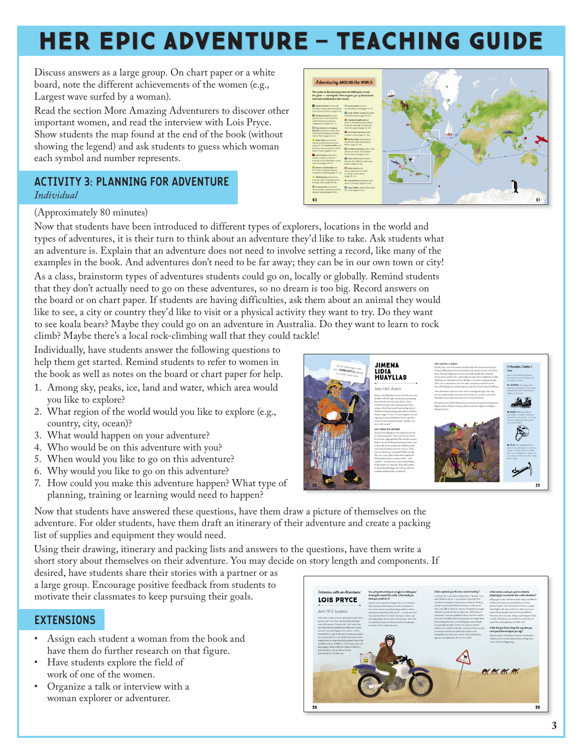# HER EPIC ADVENTURE – TEACHING GUIDE

Discuss answers as a large group. On chart paper or a white board, note the different achievements of the women (e.g., Largest wave surfed by a woman).

Read the section More Amazing Adventurers to discover other important women, and read the interview with Lois Pryce. Show students the map found at the end of the book (without showing the legend) and ask students to guess which woman each symbol and number represents.

## ACTIVITY 3: PLANNING FOR ADVENTURE

*Individual*

(Approximately 80 minutes)

Now that students have been introduced to different types of explorers, locations in the world and types of adventures, it is their turn to think about an adventure they'd like to take. Ask students what an adventure is. Explain that an adventure does not need to involve setting a record, like many of the examples in the book. And adventures don't need to be far away; they can be in our own town or city!

As a class, brainstorm types of adventures students could go on, locally or globally. Remind students that they don't actually need to go on these adventures, so no dream is too big. Record answers on the board or on chart paper. If students are having difficulties, ask them about an animal they would like to see, a city or country they'd like to visit or a physical activity they want to try. Do they want to see koala bears? Maybe they could go on an adventure in Australia. Do they want to learn to rock climb? Maybe there's a local rock-climbing wall that they could tackle!

Individually, have students answer the following questions to help them get started. Remind students to refer to women in the book as well as notes on the board or chart paper for help.

1. Among sky, peaks, ice, land and water, which area would you like to explore?
2. What region of the world would you like to explore (e.g., country, city, ocean)?
3. What would happen on your adventure?
4. Who would be on this adventure with you?
5. When would you like to go on this adventure?
6. Why would you like to go on this adventure?
7. How could you make this adventure happen? What type of planning, training or learning would need to happen?

Now that students have answered these questions, have them draw a picture of themselves on the adventure. For older students, have them draft an itinerary of their adventure and create a packing list of supplies and equipment they would need.

Using their drawing, itinerary and packing lists and answers to the questions, have them write a short story about themselves on their adventure. You may decide on story length and components. If desired, have students share their stories with a partner or as a large group. Encourage positive feedback from students to motivate their classmates to keep pursuing their goals.

## EXTENSIONS

- Assign each student a woman from the book and have them do further research on that figure.
- Have students explore the field of work of one of the women.
- Organize a talk or interview with a woman explorer or adventurer.